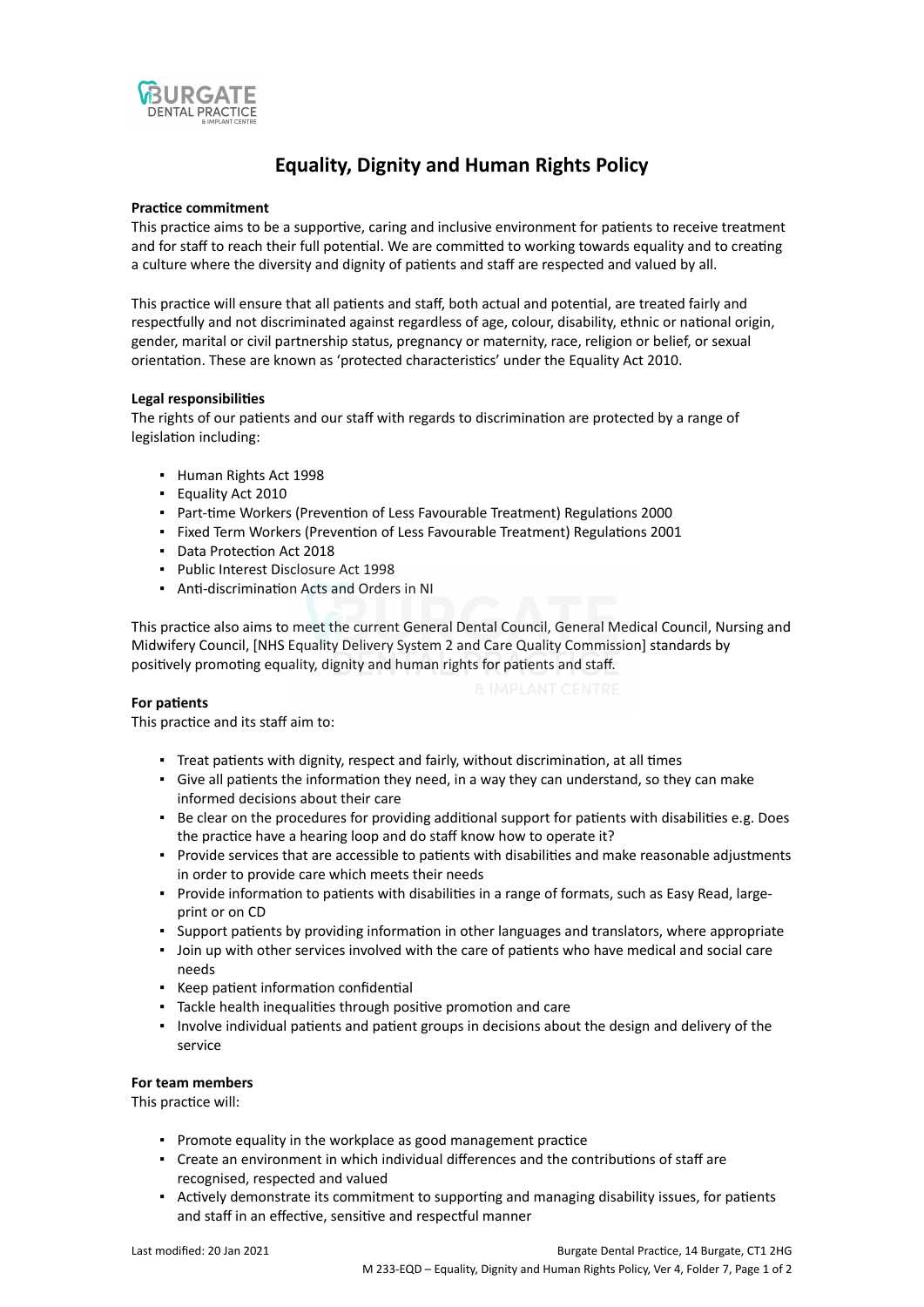# Equality, Dignity and Human Rights Policy

**Practice commitment**

This practice aims to be a supportive, caring and inclusive environment for patients to receive treatment and for staff to reach their full potential. We are committed to working towards equality and to creating a culture where the diversity and dignity of patients and staff are respected and valued by all.

This practice will ensure that all patients and staff, both actual and potential, are treated fairly and respectfully and not discriminated against regardless of age, colour, disability, ethnic or national origin, gender, marital or civil partnership status, pregnancy or maternity, race, religion or belief, or sexual orientation. These are known as 'protected characteristics' under the Equality Act 2010.

**Legal responsibilities**

The rights of our patients and our staff with regards to discrimination are protected by a range of legislation including:

- Human Rights Act 1998
- Equality Act 2010
- Part-time Workers (Prevention of Less Favourable Treatment) Regulations 2000
- Fixed Term Workers (Prevention of Less Favourable Treatment) Regulations 2001
- Data Protection Act 2018
- Public Interest Disclosure Act 1998
- Anti-discrimination Acts and Orders in NI

This practice also aims to meet the current General Dental Council, General Medical Council, Nursing and Midwifery Council, [NHS Equality Delivery System 2 and Care Quality Commission] standards by positively promoting equality, dignity and human rights for patients and staff.

**For patients**

This practice and its staff aim to:

- Treat patients with dignity, respect and fairly, without discrimination, at all times
- Give all patients the information they need, in a way they can understand, so they can make informed decisions about their care
- Be clear on the procedures for providing additional support for patients with disabilities e.g. Does the practice have a hearing loop and do staff know how to operate it?
- Provide services that are accessible to patients with disabilities and make reasonable adjustments in order to provide care which meets their needs
- Provide information to patients with disabilities in a range of formats, such as Easy Read, large-print or on CD
- Support patients by providing information in other languages and translators, where appropriate
- Join up with other services involved with the care of patients who have medical and social care needs
- Keep patient information confidential
- Tackle health inequalities through positive promotion and care
- Involve individual patients and patient groups in decisions about the design and delivery of the service

**For team members**

This practice will:

- Promote equality in the workplace as good management practice
- Create an environment in which individual differences and the contributions of staff are recognised, respected and valued
- Actively demonstrate its commitment to supporting and managing disability issues, for patients and staff in an effective, sensitive and respectful manner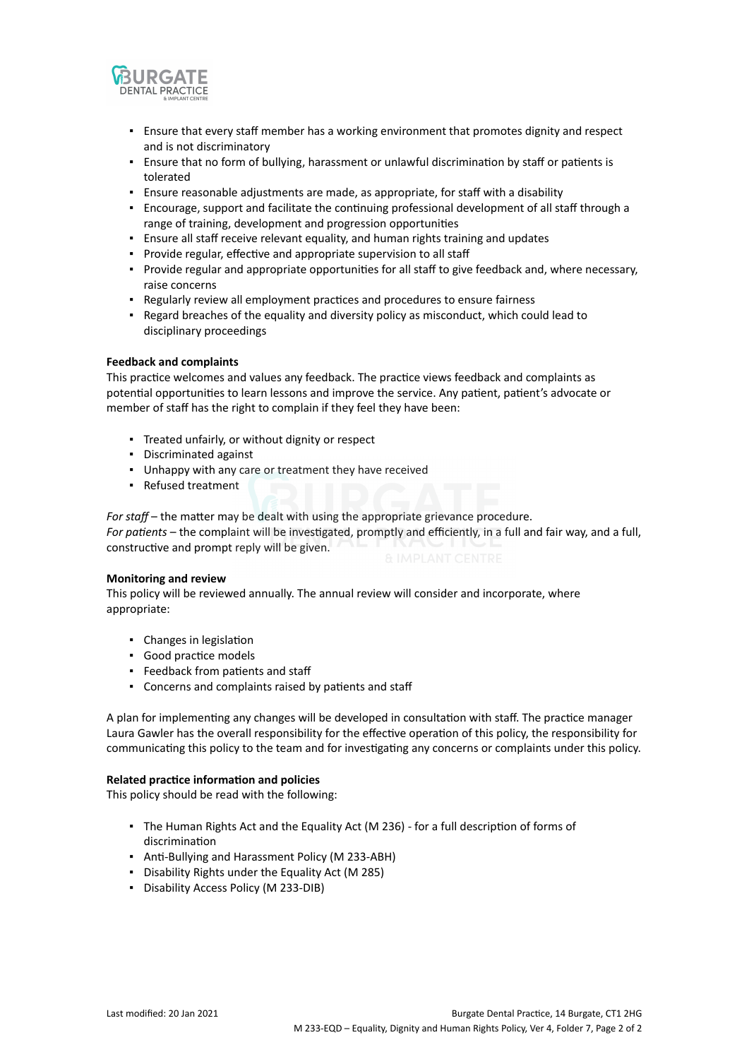- Ensure that every staff member has a working environment that promotes dignity and respect and is not discriminatory
- Ensure that no form of bullying, harassment or unlawful discrimination by staff or patients is tolerated
- Ensure reasonable adjustments are made, as appropriate, for staff with a disability
- Encourage, support and facilitate the continuing professional development of all staff through a range of training, development and progression opportunities
- Ensure all staff receive relevant equality, and human rights training and updates
- Provide regular, effective and appropriate supervision to all staff
- Provide regular and appropriate opportunities for all staff to give feedback and, where necessary, raise concerns
- Regularly review all employment practices and procedures to ensure fairness
- Regard breaches of the equality and diversity policy as misconduct, which could lead to disciplinary proceedings

**Feedback and complaints**

This practice welcomes and values any feedback. The practice views feedback and complaints as potential opportunities to learn lessons and improve the service. Any patient, patient's advocate or member of staff has the right to complain if they feel they have been:

- Treated unfairly, or without dignity or respect
- Discriminated against
- Unhappy with any care or treatment they have received
- Refused treatment

*For staff* – the matter may be dealt with using the appropriate grievance procedure.
*For patients* – the complaint will be investigated, promptly and efficiently, in a full and fair way, and a full, constructive and prompt reply will be given.

**Monitoring and review**

This policy will be reviewed annually. The annual review will consider and incorporate, where appropriate:

- Changes in legislation
- Good practice models
- Feedback from patients and staff
- Concerns and complaints raised by patients and staff

A plan for implementing any changes will be developed in consultation with staff. The practice manager Laura Gawler has the overall responsibility for the effective operation of this policy, the responsibility for communicating this policy to the team and for investigating any concerns or complaints under this policy.

**Related practice information and policies**

This policy should be read with the following:

- The Human Rights Act and the Equality Act (M 236) - for a full description of forms of discrimination
- Anti-Bullying and Harassment Policy (M 233-ABH)
- Disability Rights under the Equality Act (M 285)
- Disability Access Policy (M 233-DIB)